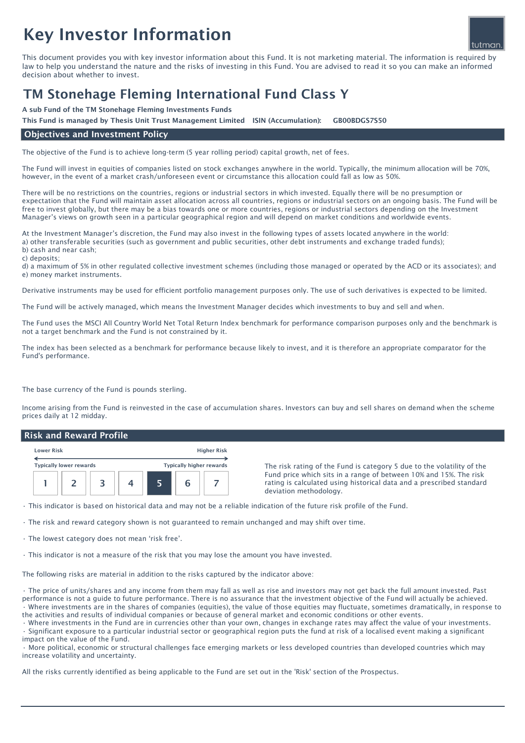# Key Investor Information

This document provides you with key investor information about this Fund. It is not marketing material. The information is required by law to help you understand the nature and the risks of investing in this Fund. You are advised to read it so you can make an informed decision about whether to invest.

## TM Stonehage Fleming International Fund Class Y

**A sub Fund of the TM Stonehage Fleming Investments Funds**

**This Fund is managed by Thesis Unit Trust Management Limited ISIN (Accumulation): GB00BDGS7S50**

### Objectives and Investment Policy

The objective of the Fund is to achieve long-term (5 year rolling period) capital growth, net of fees.

The Fund will invest in equities of companies listed on stock exchanges anywhere in the world. Typically, the minimum allocation will be 70%, however, in the event of a market crash/unforeseen event or circumstance this allocation could fall as low as 50%.

There will be no restrictions on the countries, regions or industrial sectors in which invested. Equally there will be no presumption or expectation that the Fund will maintain asset allocation across all countries, regions or industrial sectors on an ongoing basis. The Fund will be free to invest globally, but there may be a bias towards one or more countries, regions or industrial sectors depending on the Investment Manager's views on growth seen in a particular geographical region and will depend on market conditions and worldwide events.

At the Investment Manager's discretion, the Fund may also invest in the following types of assets located anywhere in the world:
a) other transferable securities (such as government and public securities, other debt instruments and exchange traded funds);
b) cash and near cash;
c) deposits;
d) a maximum of 5% in other regulated collective investment schemes (including those managed or operated by the ACD or its associates); and
e) money market instruments.

Derivative instruments may be used for efficient portfolio management purposes only. The use of such derivatives is expected to be limited.

The Fund will be actively managed, which means the Investment Manager decides which investments to buy and sell and when.

The Fund uses the MSCI All Country World Net Total Return Index benchmark for performance comparison purposes only and the benchmark is not a target benchmark and the Fund is not constrained by it.

The index has been selected as a benchmark for performance because likely to invest, and it is therefore an appropriate comparator for the Fund's performance.

The base currency of the Fund is pounds sterling.

Income arising from the Fund is reinvested in the case of accumulation shares. Investors can buy and sell shares on demand when the scheme prices daily at 12 midday.

### Risk and Reward Profile

| Lower Risk | | | | | | Higher Risk |
|---|---|---|---|---|---|---|
| Typically lower rewards | | | | | | Typically higher rewards |
| 1 | 2 | 3 | 4 | **5** | 6 | 7 |

The risk rating of the Fund is category 5 due to the volatility of the Fund price which sits in a range of between 10% and 15%. The risk rating is calculated using historical data and a prescribed standard deviation methodology.

- This indicator is based on historical data and may not be a reliable indication of the future risk profile of the Fund.
- The risk and reward category shown is not guaranteed to remain unchanged and may shift over time.
- The lowest category does not mean 'risk free'.
- This indicator is not a measure of the risk that you may lose the amount you have invested.

The following risks are material in addition to the risks captured by the indicator above:

- The price of units/shares and any income from them may fall as well as rise and investors may not get back the full amount invested. Past performance is not a guide to future performance. There is no assurance that the investment objective of the Fund will actually be achieved.
- Where investments are in the shares of companies (equities), the value of those equities may fluctuate, sometimes dramatically, in response to the activities and results of individual companies or because of general market and economic conditions or other events.
- Where investments in the Fund are in currencies other than your own, changes in exchange rates may affect the value of your investments.
- Significant exposure to a particular industrial sector or geographical region puts the fund at risk of a localised event making a significant impact on the value of the Fund.
- More political, economic or structural challenges face emerging markets or less developed countries than developed countries which may increase volatility and uncertainty.

All the risks currently identified as being applicable to the Fund are set out in the 'Risk' section of the Prospectus.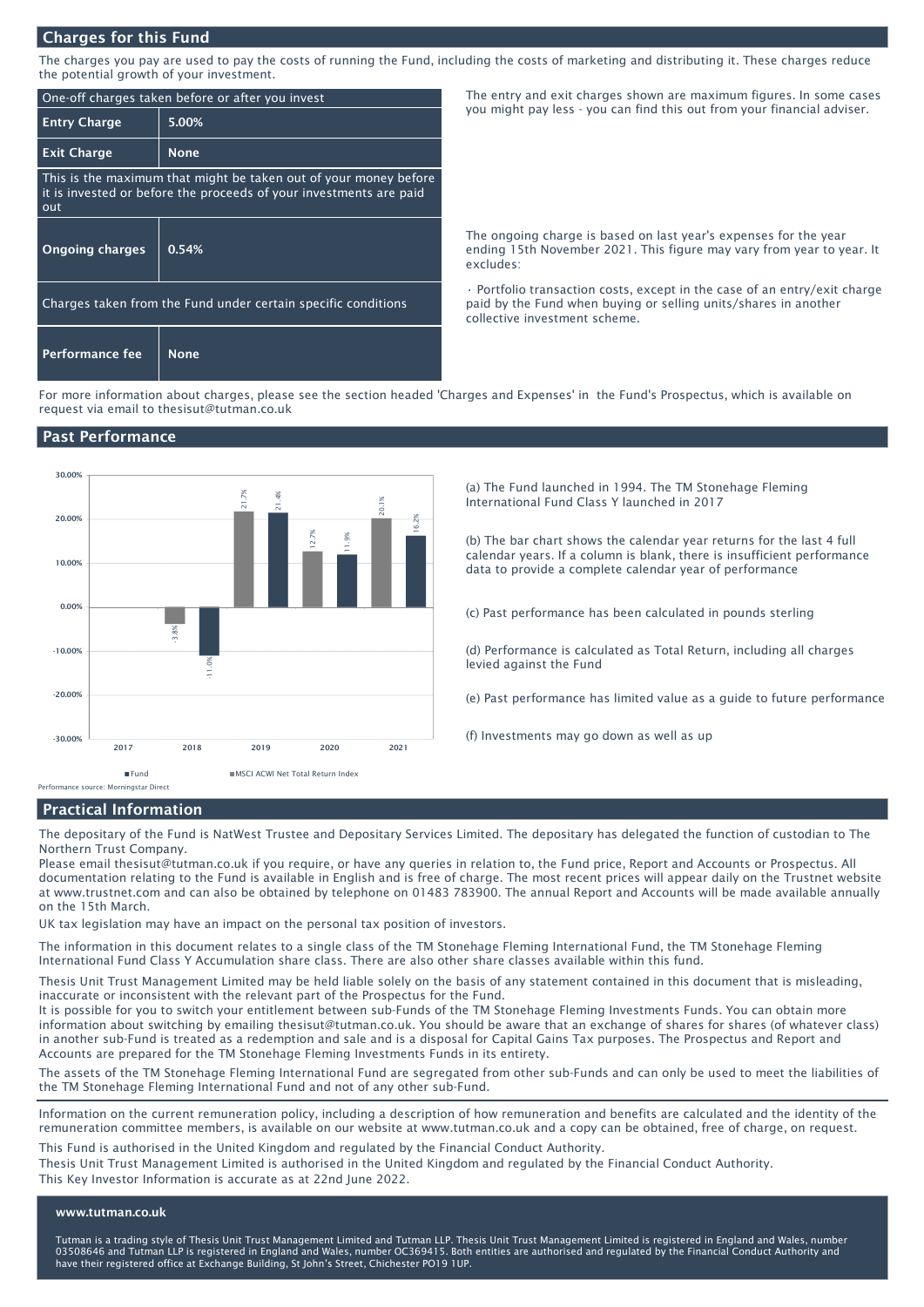## Charges for this Fund

The charges you pay are used to pay the costs of running the Fund, including the costs of marketing and distributing it. These charges reduce the potential growth of your investment.

| One-off charges taken before or after you invest | |
|---|---|
| **Entry Charge** | **5.00%** |
| **Exit Charge** | **None** |
| This is the maximum that might be taken out of your money before it is invested or before the proceeds of your investments are paid out | |
| **Ongoing charges** | **0.54%** |
| Charges taken from the Fund under certain specific conditions | |
| **Performance fee** | **None** |

The entry and exit charges shown are maximum figures. In some cases you might pay less - you can find this out from your financial adviser.

The ongoing charge is based on last year's expenses for the year ending 15th November 2021. This figure may vary from year to year. It excludes:

- Portfolio transaction costs, except in the case of an entry/exit charge paid by the Fund when buying or selling units/shares in another collective investment scheme.

For more information about charges, please see the section headed 'Charges and Expenses' in the Fund's Prospectus, which is available on request via email to thesisut@tutman.co.uk

## Past Performance

30.00%
20.00%
10.00%
0.00%
-10.00%
-20.00%
-30.00%

2017 2018 2019 2020 2021

-3.8%
-11.0%
21.7%
21.4%
12.7%
11.9%
20.1%
16.2%

Fund
MSCI ACWI Net Total Return Index

Performance source: Morningstar Direct

(a) The Fund launched in 1994. The TM Stonehage Fleming International Fund Class Y launched in 2017

(b) The bar chart shows the calendar year returns for the last 4 full calendar years. If a column is blank, there is insufficient performance data to provide a complete calendar year of performance

(c) Past performance has been calculated in pounds sterling

(d) Performance is calculated as Total Return, including all charges levied against the Fund

(e) Past performance has limited value as a guide to future performance

(f) Investments may go down as well as up

## Practical Information

The depositary of the Fund is NatWest Trustee and Depositary Services Limited. The depositary has delegated the function of custodian to The Northern Trust Company.

Please email thesisut@tutman.co.uk if you require, or have any queries in relation to, the Fund price, Report and Accounts or Prospectus. All documentation relating to the Fund is available in English and is free of charge. The most recent prices will appear daily on the Trustnet website at www.trustnet.com and can also be obtained by telephone on 01483 783900. The annual Report and Accounts will be made available annually on the 15th March.

UK tax legislation may have an impact on the personal tax position of investors.

The information in this document relates to a single class of the TM Stonehage Fleming International Fund, the TM Stonehage Fleming International Fund Class Y Accumulation share class. There are also other share classes available within this fund.

Thesis Unit Trust Management Limited may be held liable solely on the basis of any statement contained in this document that is misleading, inaccurate or inconsistent with the relevant part of the Prospectus for the Fund.

It is possible for you to switch your entitlement between sub-Funds of the TM Stonehage Fleming Investments Funds. You can obtain more information about switching by emailing thesisut@tutman.co.uk. You should be aware that an exchange of shares for shares (of whatever class) in another sub-Fund is treated as a redemption and sale and is a disposal for Capital Gains Tax purposes. The Prospectus and Report and Accounts are prepared for the TM Stonehage Fleming Investments Funds in its entirety.

The assets of the TM Stonehage Fleming International Fund are segregated from other sub-Funds and can only be used to meet the liabilities of the TM Stonehage Fleming International Fund and not of any other sub-Fund.

Information on the current remuneration policy, including a description of how remuneration and benefits are calculated and the identity of the remuneration committee members, is available on our website at www.tutman.co.uk and a copy can be obtained, free of charge, on request.

This Fund is authorised in the United Kingdom and regulated by the Financial Conduct Authority.

Thesis Unit Trust Management Limited is authorised in the United Kingdom and regulated by the Financial Conduct Authority.

This Key Investor Information is accurate as at 22nd June 2022.

**www.tutman.co.uk**

Tutman is a trading style of Thesis Unit Trust Management Limited and Tutman LLP. Thesis Unit Trust Management Limited is registered in England and Wales, number 03508646 and Tutman LLP is registered in England and Wales, number OC369415. Both entities are authorised and regulated by the Financial Conduct Authority and have their registered office at Exchange Building, St John's Street, Chichester PO19 1UP.